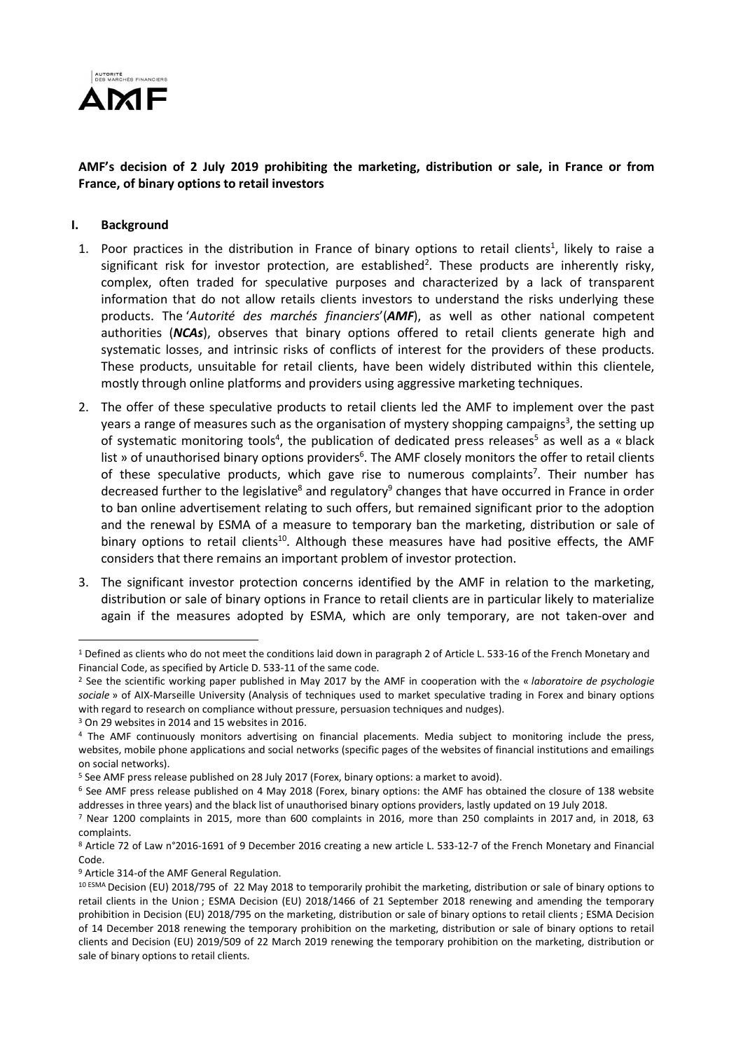**AMF's decision of 2 July 2019 prohibiting the marketing, distribution or sale, in France or from France, of binary options to retail investors**

## I. Background

1. Poor practices in the distribution in France of binary options to retail clients[1], likely to raise a significant risk for investor protection, are established[2]. These products are inherently risky, complex, often traded for speculative purposes and characterized by a lack of transparent information that do not allow retails clients investors to understand the risks underlying these products. The '*Autorité des marchés financiers*'(***AMF***), as well as other national competent authorities (***NCAs***), observes that binary options offered to retail clients generate high and systematic losses, and intrinsic risks of conflicts of interest for the providers of these products. These products, unsuitable for retail clients, have been widely distributed within this clientele, mostly through online platforms and providers using aggressive marketing techniques.

2. The offer of these speculative products to retail clients led the AMF to implement over the past years a range of measures such as the organisation of mystery shopping campaigns[3], the setting up of systematic monitoring tools[4], the publication of dedicated press releases[5] as well as a « black list » of unauthorised binary options providers[6]. The AMF closely monitors the offer to retail clients of these speculative products, which gave rise to numerous complaints[7]. Their number has decreased further to the legislative[8] and regulatory[9] changes that have occurred in France in order to ban online advertisement relating to such offers, but remained significant prior to the adoption and the renewal by ESMA of a measure to temporary ban the marketing, distribution or sale of binary options to retail clients[10]. Although these measures have had positive effects, the AMF considers that there remains an important problem of investor protection.

3. The significant investor protection concerns identified by the AMF in relation to the marketing, distribution or sale of binary options in France to retail clients are in particular likely to materialize again if the measures adopted by ESMA, which are only temporary, are not taken-over and

---

[1] Defined as clients who do not meet the conditions laid down in paragraph 2 of Article L. 533-16 of the French Monetary and Financial Code, as specified by Article D. 533-11 of the same code.

[2] See the scientific working paper published in May 2017 by the AMF in cooperation with the « *laboratoire de psychologie sociale* » of AIX-Marseille University (Analysis of techniques used to market speculative trading in Forex and binary options with regard to research on compliance without pressure, persuasion techniques and nudges).

[3] On 29 websites in 2014 and 15 websites in 2016.

[4] The AMF continuously monitors advertising on financial placements. Media subject to monitoring include the press, websites, mobile phone applications and social networks (specific pages of the websites of financial institutions and emailings on social networks).

[5] See AMF press release published on 28 July 2017 (Forex, binary options: a market to avoid).

[6] See AMF press release published on 4 May 2018 (Forex, binary options: the AMF has obtained the closure of 138 website addresses in three years) and the black list of unauthorised binary options providers, lastly updated on 19 July 2018.

[7] Near 1200 complaints in 2015, more than 600 complaints in 2016, more than 250 complaints in 2017 and, in 2018, 63 complaints.

[8] Article 72 of Law n°2016-1691 of 9 December 2016 creating a new article L. 533-12-7 of the French Monetary and Financial Code.

[9] Article 314-of the AMF General Regulation.

[10] ESMA Decision (EU) 2018/795 of 22 May 2018 to temporarily prohibit the marketing, distribution or sale of binary options to retail clients in the Union ; ESMA Decision (EU) 2018/1466 of 21 September 2018 renewing and amending the temporary prohibition in Decision (EU) 2018/795 on the marketing, distribution or sale of binary options to retail clients ; ESMA Decision of 14 December 2018 renewing the temporary prohibition on the marketing, distribution or sale of binary options to retail clients and Decision (EU) 2019/509 of 22 March 2019 renewing the temporary prohibition on the marketing, distribution or sale of binary options to retail clients.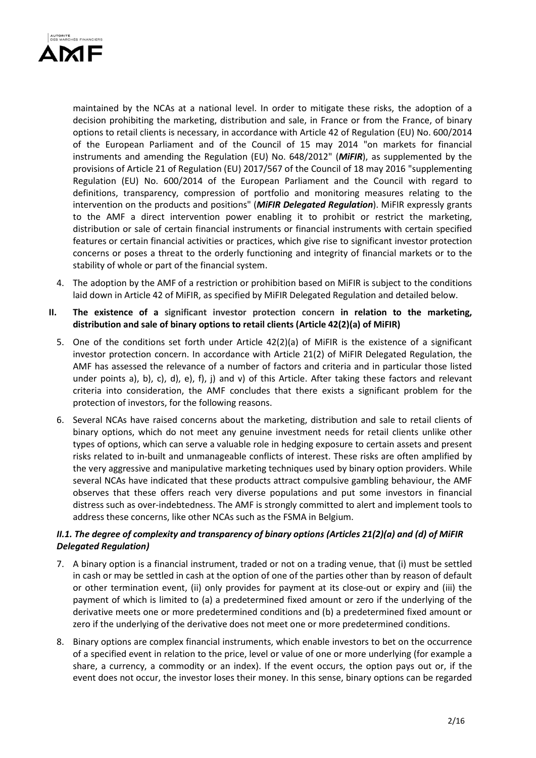maintained by the NCAs at a national level. In order to mitigate these risks, the adoption of a decision prohibiting the marketing, distribution and sale, in France or from the France, of binary options to retail clients is necessary, in accordance with Article 42 of Regulation (EU) No. 600/2014 of the European Parliament and of the Council of 15 may 2014 "on markets for financial instruments and amending the Regulation (EU) No. 648/2012" (***MiFIR***), as supplemented by the provisions of Article 21 of Regulation (EU) 2017/567 of the Council of 18 may 2016 "supplementing Regulation (EU) No. 600/2014 of the European Parliament and the Council with regard to definitions, transparency, compression of portfolio and monitoring measures relating to the intervention on the products and positions" (***MiFIR Delegated Regulation***). MiFIR expressly grants to the AMF a direct intervention power enabling it to prohibit or restrict the marketing, distribution or sale of certain financial instruments or financial instruments with certain specified features or certain financial activities or practices, which give rise to significant investor protection concerns or poses a threat to the orderly functioning and integrity of financial markets or to the stability of whole or part of the financial system.

4. The adoption by the AMF of a restriction or prohibition based on MiFIR is subject to the conditions laid down in Article 42 of MiFIR, as specified by MiFIR Delegated Regulation and detailed below.

## II. The existence of a significant investor protection concern in relation to the marketing, distribution and sale of binary options to retail clients (Article 42(2)(a) of MiFIR)

5. One of the conditions set forth under Article 42(2)(a) of MiFIR is the existence of a significant investor protection concern. In accordance with Article 21(2) of MiFIR Delegated Regulation, the AMF has assessed the relevance of a number of factors and criteria and in particular those listed under points a), b), c), d), e), f), j) and v) of this Article. After taking these factors and relevant criteria into consideration, the AMF concludes that there exists a significant problem for the protection of investors, for the following reasons.

6. Several NCAs have raised concerns about the marketing, distribution and sale to retail clients of binary options, which do not meet any genuine investment needs for retail clients unlike other types of options, which can serve a valuable role in hedging exposure to certain assets and present risks related to in-built and unmanageable conflicts of interest. These risks are often amplified by the very aggressive and manipulative marketing techniques used by binary option providers. While several NCAs have indicated that these products attract compulsive gambling behaviour, the AMF observes that these offers reach very diverse populations and put some investors in financial distress such as over-indebtedness. The AMF is strongly committed to alert and implement tools to address these concerns, like other NCAs such as the FSMA in Belgium.

### *II.1. The degree of complexity and transparency of binary options (Articles 21(2)(a) and (d) of MiFIR Delegated Regulation)*

7. A binary option is a financial instrument, traded or not on a trading venue, that (i) must be settled in cash or may be settled in cash at the option of one of the parties other than by reason of default or other termination event, (ii) only provides for payment at its close-out or expiry and (iii) the payment of which is limited to (a) a predetermined fixed amount or zero if the underlying of the derivative meets one or more predetermined conditions and (b) a predetermined fixed amount or zero if the underlying of the derivative does not meet one or more predetermined conditions.

8. Binary options are complex financial instruments, which enable investors to bet on the occurrence of a specified event in relation to the price, level or value of one or more underlying (for example a share, a currency, a commodity or an index). If the event occurs, the option pays out or, if the event does not occur, the investor loses their money. In this sense, binary options can be regarded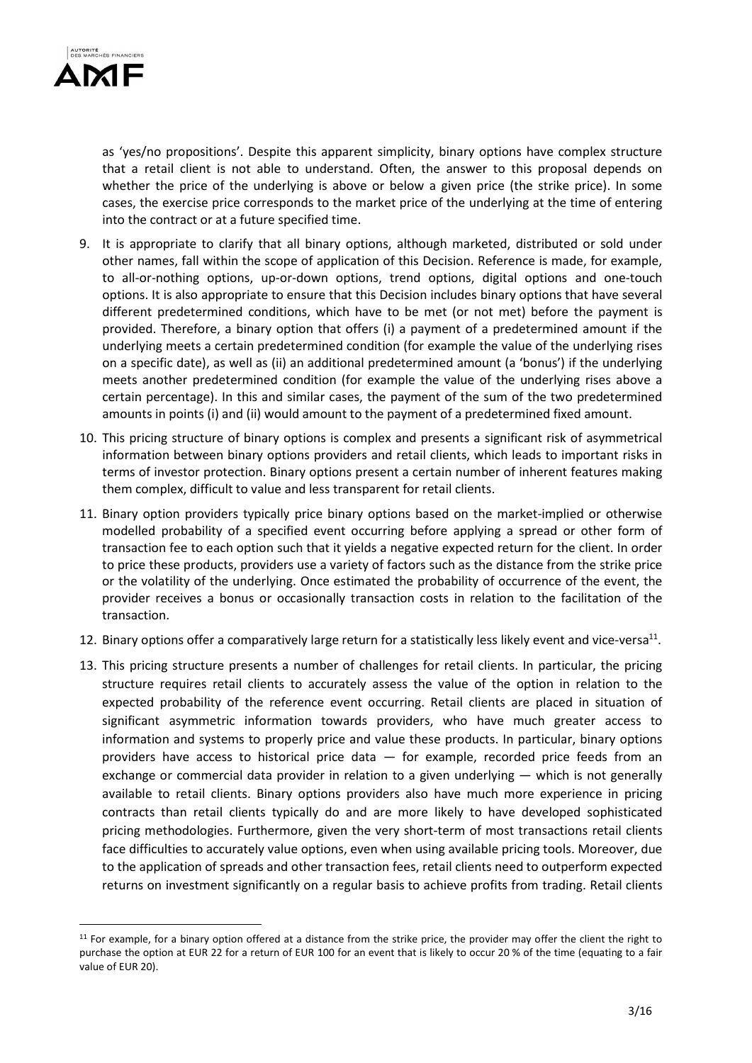as 'yes/no propositions'. Despite this apparent simplicity, binary options have complex structure that a retail client is not able to understand. Often, the answer to this proposal depends on whether the price of the underlying is above or below a given price (the strike price). In some cases, the exercise price corresponds to the market price of the underlying at the time of entering into the contract or at a future specified time.

9. It is appropriate to clarify that all binary options, although marketed, distributed or sold under other names, fall within the scope of application of this Decision. Reference is made, for example, to all-or-nothing options, up-or-down options, trend options, digital options and one-touch options. It is also appropriate to ensure that this Decision includes binary options that have several different predetermined conditions, which have to be met (or not met) before the payment is provided. Therefore, a binary option that offers (i) a payment of a predetermined amount if the underlying meets a certain predetermined condition (for example the value of the underlying rises on a specific date), as well as (ii) an additional predetermined amount (a 'bonus') if the underlying meets another predetermined condition (for example the value of the underlying rises above a certain percentage). In this and similar cases, the payment of the sum of the two predetermined amounts in points (i) and (ii) would amount to the payment of a predetermined fixed amount.

10. This pricing structure of binary options is complex and presents a significant risk of asymmetrical information between binary options providers and retail clients, which leads to important risks in terms of investor protection. Binary options present a certain number of inherent features making them complex, difficult to value and less transparent for retail clients.

11. Binary option providers typically price binary options based on the market-implied or otherwise modelled probability of a specified event occurring before applying a spread or other form of transaction fee to each option such that it yields a negative expected return for the client. In order to price these products, providers use a variety of factors such as the distance from the strike price or the volatility of the underlying. Once estimated the probability of occurrence of the event, the provider receives a bonus or occasionally transaction costs in relation to the facilitation of the transaction.

12. Binary options offer a comparatively large return for a statistically less likely event and vice-versa[11].

13. This pricing structure presents a number of challenges for retail clients. In particular, the pricing structure requires retail clients to accurately assess the value of the option in relation to the expected probability of the reference event occurring. Retail clients are placed in situation of significant asymmetric information towards providers, who have much greater access to information and systems to properly price and value these products. In particular, binary options providers have access to historical price data — for example, recorded price feeds from an exchange or commercial data provider in relation to a given underlying — which is not generally available to retail clients. Binary options providers also have much more experience in pricing contracts than retail clients typically do and are more likely to have developed sophisticated pricing methodologies. Furthermore, given the very short-term of most transactions retail clients face difficulties to accurately value options, even when using available pricing tools. Moreover, due to the application of spreads and other transaction fees, retail clients need to outperform expected returns on investment significantly on a regular basis to achieve profits from trading. Retail clients

---

[11] For example, for a binary option offered at a distance from the strike price, the provider may offer the client the right to purchase the option at EUR 22 for a return of EUR 100 for an event that is likely to occur 20 % of the time (equating to a fair value of EUR 20).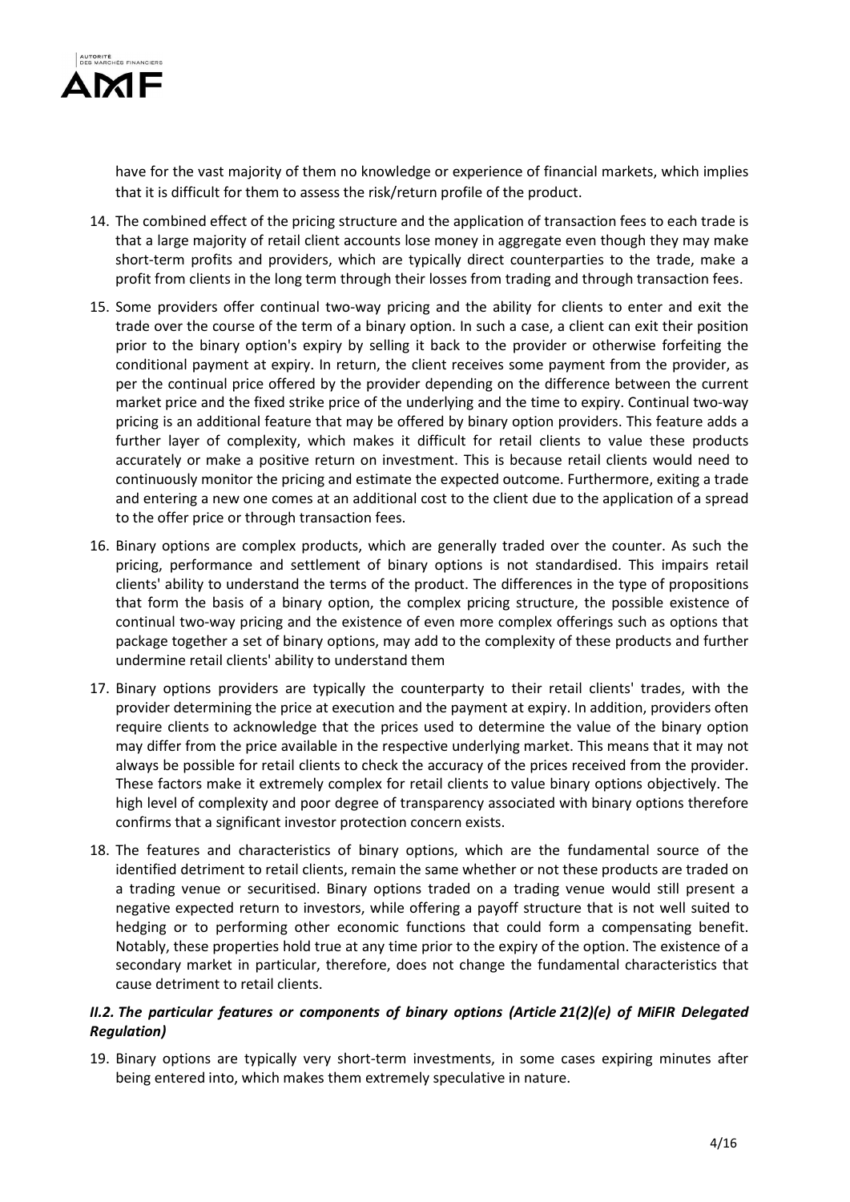have for the vast majority of them no knowledge or experience of financial markets, which implies that it is difficult for them to assess the risk/return profile of the product.

14. The combined effect of the pricing structure and the application of transaction fees to each trade is that a large majority of retail client accounts lose money in aggregate even though they may make short-term profits and providers, which are typically direct counterparties to the trade, make a profit from clients in the long term through their losses from trading and through transaction fees.

15. Some providers offer continual two-way pricing and the ability for clients to enter and exit the trade over the course of the term of a binary option. In such a case, a client can exit their position prior to the binary option's expiry by selling it back to the provider or otherwise forfeiting the conditional payment at expiry. In return, the client receives some payment from the provider, as per the continual price offered by the provider depending on the difference between the current market price and the fixed strike price of the underlying and the time to expiry. Continual two-way pricing is an additional feature that may be offered by binary option providers. This feature adds a further layer of complexity, which makes it difficult for retail clients to value these products accurately or make a positive return on investment. This is because retail clients would need to continuously monitor the pricing and estimate the expected outcome. Furthermore, exiting a trade and entering a new one comes at an additional cost to the client due to the application of a spread to the offer price or through transaction fees.

16. Binary options are complex products, which are generally traded over the counter. As such the pricing, performance and settlement of binary options is not standardised. This impairs retail clients' ability to understand the terms of the product. The differences in the type of propositions that form the basis of a binary option, the complex pricing structure, the possible existence of continual two-way pricing and the existence of even more complex offerings such as options that package together a set of binary options, may add to the complexity of these products and further undermine retail clients' ability to understand them

17. Binary options providers are typically the counterparty to their retail clients' trades, with the provider determining the price at execution and the payment at expiry. In addition, providers often require clients to acknowledge that the prices used to determine the value of the binary option may differ from the price available in the respective underlying market. This means that it may not always be possible for retail clients to check the accuracy of the prices received from the provider. These factors make it extremely complex for retail clients to value binary options objectively. The high level of complexity and poor degree of transparency associated with binary options therefore confirms that a significant investor protection concern exists.

18. The features and characteristics of binary options, which are the fundamental source of the identified detriment to retail clients, remain the same whether or not these products are traded on a trading venue or securitised. Binary options traded on a trading venue would still present a negative expected return to investors, while offering a payoff structure that is not well suited to hedging or to performing other economic functions that could form a compensating benefit. Notably, these properties hold true at any time prior to the expiry of the option. The existence of a secondary market in particular, therefore, does not change the fundamental characteristics that cause detriment to retail clients.

### *II.2. The particular features or components of binary options (Article 21(2)(e) of MiFIR Delegated Regulation)*

19. Binary options are typically very short-term investments, in some cases expiring minutes after being entered into, which makes them extremely speculative in nature.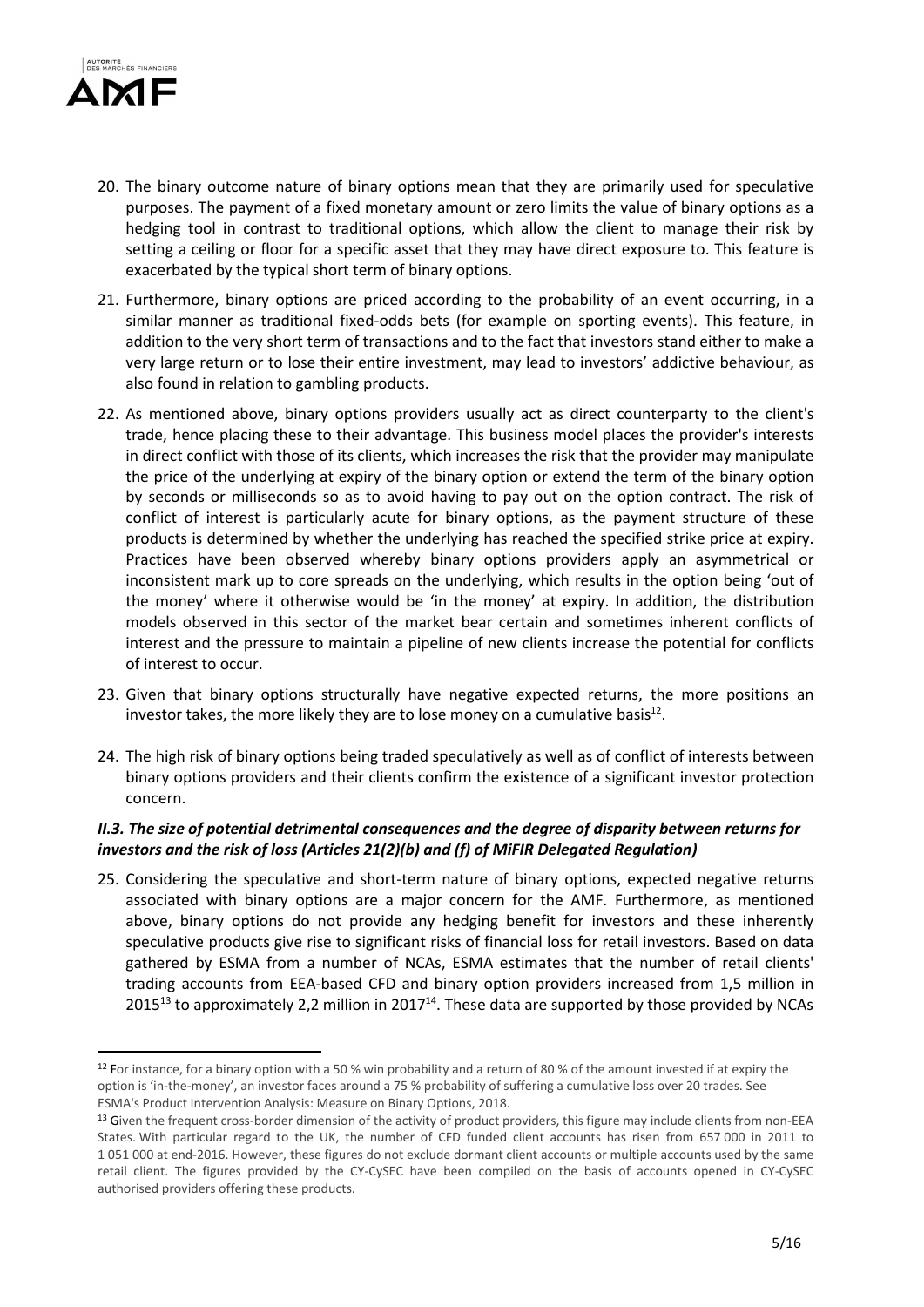20. The binary outcome nature of binary options mean that they are primarily used for speculative purposes. The payment of a fixed monetary amount or zero limits the value of binary options as a hedging tool in contrast to traditional options, which allow the client to manage their risk by setting a ceiling or floor for a specific asset that they may have direct exposure to. This feature is exacerbated by the typical short term of binary options.

21. Furthermore, binary options are priced according to the probability of an event occurring, in a similar manner as traditional fixed-odds bets (for example on sporting events). This feature, in addition to the very short term of transactions and to the fact that investors stand either to make a very large return or to lose their entire investment, may lead to investors' addictive behaviour, as also found in relation to gambling products.

22. As mentioned above, binary options providers usually act as direct counterparty to the client's trade, hence placing these to their advantage. This business model places the provider's interests in direct conflict with those of its clients, which increases the risk that the provider may manipulate the price of the underlying at expiry of the binary option or extend the term of the binary option by seconds or milliseconds so as to avoid having to pay out on the option contract. The risk of conflict of interest is particularly acute for binary options, as the payment structure of these products is determined by whether the underlying has reached the specified strike price at expiry. Practices have been observed whereby binary options providers apply an asymmetrical or inconsistent mark up to core spreads on the underlying, which results in the option being 'out of the money' where it otherwise would be 'in the money' at expiry. In addition, the distribution models observed in this sector of the market bear certain and sometimes inherent conflicts of interest and the pressure to maintain a pipeline of new clients increase the potential for conflicts of interest to occur.

23. Given that binary options structurally have negative expected returns, the more positions an investor takes, the more likely they are to lose money on a cumulative basis[12].

24. The high risk of binary options being traded speculatively as well as of conflict of interests between binary options providers and their clients confirm the existence of a significant investor protection concern.

### *II.3. The size of potential detrimental consequences and the degree of disparity between returns for investors and the risk of loss (Articles 21(2)(b) and (f) of MiFIR Delegated Regulation)*

25. Considering the speculative and short-term nature of binary options, expected negative returns associated with binary options are a major concern for the AMF. Furthermore, as mentioned above, binary options do not provide any hedging benefit for investors and these inherently speculative products give rise to significant risks of financial loss for retail investors. Based on data gathered by ESMA from a number of NCAs, ESMA estimates that the number of retail clients' trading accounts from EEA-based CFD and binary option providers increased from 1,5 million in 2015[13] to approximately 2,2 million in 2017[14]. These data are supported by those provided by NCAs

---

[12] For instance, for a binary option with a 50 % win probability and a return of 80 % of the amount invested if at expiry the option is 'in-the-money', an investor faces around a 75 % probability of suffering a cumulative loss over 20 trades. See ESMA's Product Intervention Analysis: Measure on Binary Options, 2018.

[13] Given the frequent cross-border dimension of the activity of product providers, this figure may include clients from non-EEA States. With particular regard to the UK, the number of CFD funded client accounts has risen from 657 000 in 2011 to 1 051 000 at end-2016. However, these figures do not exclude dormant client accounts or multiple accounts used by the same retail client. The figures provided by the CY-CySEC have been compiled on the basis of accounts opened in CY-CySEC authorised providers offering these products.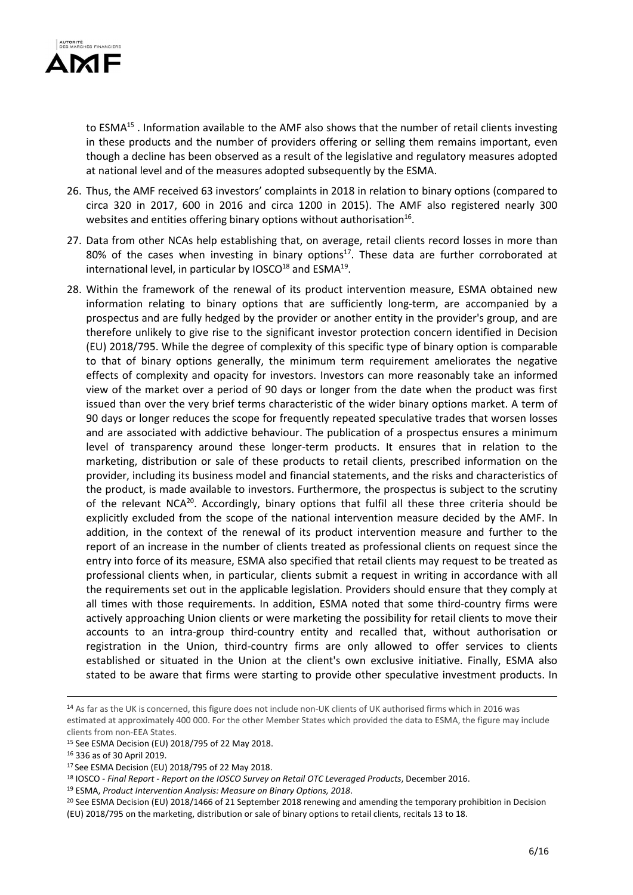to ESMA[15] . Information available to the AMF also shows that the number of retail clients investing in these products and the number of providers offering or selling them remains important, even though a decline has been observed as a result of the legislative and regulatory measures adopted at national level and of the measures adopted subsequently by the ESMA.

26. Thus, the AMF received 63 investors' complaints in 2018 in relation to binary options (compared to circa 320 in 2017, 600 in 2016 and circa 1200 in 2015). The AMF also registered nearly 300 websites and entities offering binary options without authorisation[16].

27. Data from other NCAs help establishing that, on average, retail clients record losses in more than 80% of the cases when investing in binary options[17]. These data are further corroborated at international level, in particular by IOSCO[18] and ESMA[19].

28. Within the framework of the renewal of its product intervention measure, ESMA obtained new information relating to binary options that are sufficiently long-term, are accompanied by a prospectus and are fully hedged by the provider or another entity in the provider's group, and are therefore unlikely to give rise to the significant investor protection concern identified in Decision (EU) 2018/795. While the degree of complexity of this specific type of binary option is comparable to that of binary options generally, the minimum term requirement ameliorates the negative effects of complexity and opacity for investors. Investors can more reasonably take an informed view of the market over a period of 90 days or longer from the date when the product was first issued than over the very brief terms characteristic of the wider binary options market. A term of 90 days or longer reduces the scope for frequently repeated speculative trades that worsen losses and are associated with addictive behaviour. The publication of a prospectus ensures a minimum level of transparency around these longer-term products. It ensures that in relation to the marketing, distribution or sale of these products to retail clients, prescribed information on the provider, including its business model and financial statements, and the risks and characteristics of the product, is made available to investors. Furthermore, the prospectus is subject to the scrutiny of the relevant NCA[20]. Accordingly, binary options that fulfil all these three criteria should be explicitly excluded from the scope of the national intervention measure decided by the AMF. In addition, in the context of the renewal of its product intervention measure and further to the report of an increase in the number of clients treated as professional clients on request since the entry into force of its measure, ESMA also specified that retail clients may request to be treated as professional clients when, in particular, clients submit a request in writing in accordance with all the requirements set out in the applicable legislation. Providers should ensure that they comply at all times with those requirements. In addition, ESMA noted that some third-country firms were actively approaching Union clients or were marketing the possibility for retail clients to move their accounts to an intra-group third-country entity and recalled that, without authorisation or registration in the Union, third-country firms are only allowed to offer services to clients established or situated in the Union at the client's own exclusive initiative. Finally, ESMA also stated to be aware that firms were starting to provide other speculative investment products. In

---

[14] As far as the UK is concerned, this figure does not include non-UK clients of UK authorised firms which in 2016 was estimated at approximately 400 000. For the other Member States which provided the data to ESMA, the figure may include clients from non-EEA States.

[15] See ESMA Decision (EU) 2018/795 of 22 May 2018.

[16] 336 as of 30 April 2019.

[17] See ESMA Decision (EU) 2018/795 of 22 May 2018.

[18] IOSCO - *Final Report - Report on the IOSCO Survey on Retail OTC Leveraged Products*, December 2016.

[19] ESMA, *Product Intervention Analysis: Measure on Binary Options, 2018*.

[20] See ESMA Decision (EU) 2018/1466 of 21 September 2018 renewing and amending the temporary prohibition in Decision (EU) 2018/795 on the marketing, distribution or sale of binary options to retail clients, recitals 13 to 18.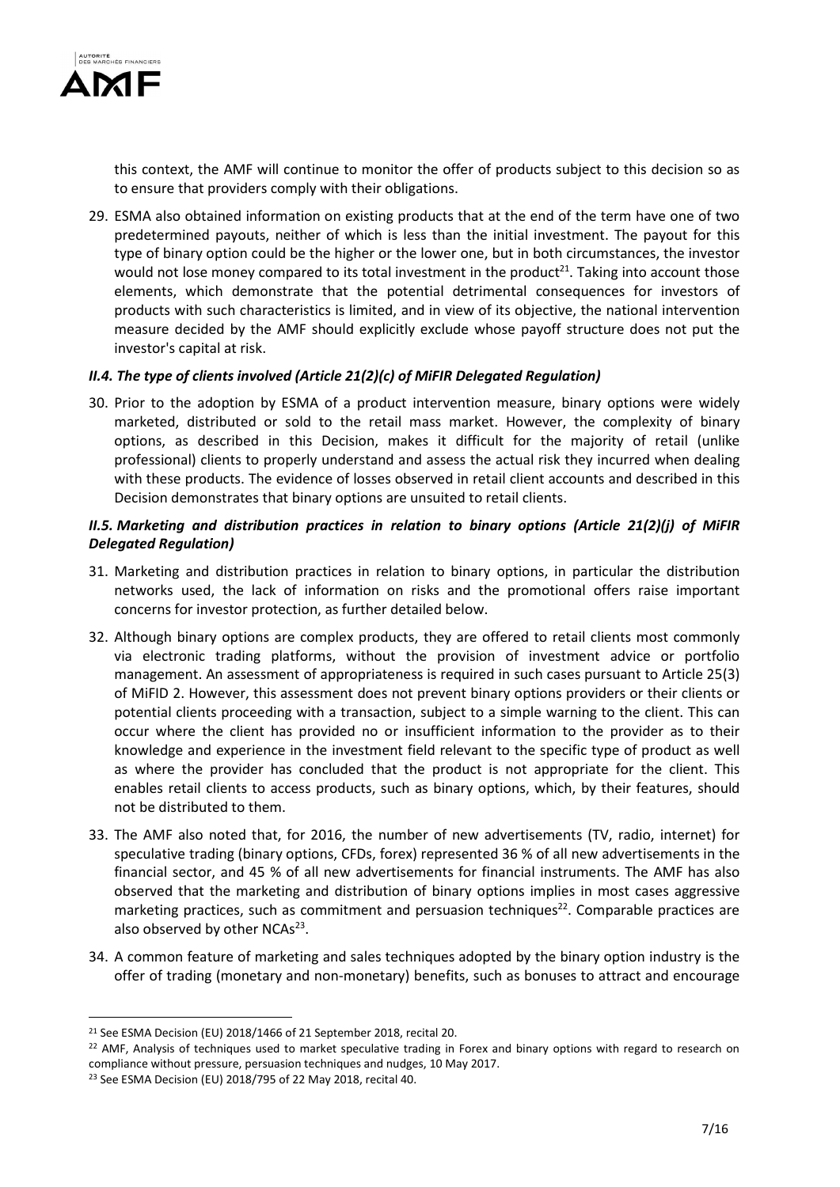this context, the AMF will continue to monitor the offer of products subject to this decision so as to ensure that providers comply with their obligations.

29. ESMA also obtained information on existing products that at the end of the term have one of two predetermined payouts, neither of which is less than the initial investment. The payout for this type of binary option could be the higher or the lower one, but in both circumstances, the investor would not lose money compared to its total investment in the product[21]. Taking into account those elements, which demonstrate that the potential detrimental consequences for investors of products with such characteristics is limited, and in view of its objective, the national intervention measure decided by the AMF should explicitly exclude whose payoff structure does not put the investor's capital at risk.

### *II.4. The type of clients involved (Article 21(2)(c) of MiFIR Delegated Regulation)*

30. Prior to the adoption by ESMA of a product intervention measure, binary options were widely marketed, distributed or sold to the retail mass market. However, the complexity of binary options, as described in this Decision, makes it difficult for the majority of retail (unlike professional) clients to properly understand and assess the actual risk they incurred when dealing with these products. The evidence of losses observed in retail client accounts and described in this Decision demonstrates that binary options are unsuited to retail clients.

### *II.5. Marketing and distribution practices in relation to binary options (Article 21(2)(j) of MiFIR Delegated Regulation)*

31. Marketing and distribution practices in relation to binary options, in particular the distribution networks used, the lack of information on risks and the promotional offers raise important concerns for investor protection, as further detailed below.

32. Although binary options are complex products, they are offered to retail clients most commonly via electronic trading platforms, without the provision of investment advice or portfolio management. An assessment of appropriateness is required in such cases pursuant to Article 25(3) of MiFID 2. However, this assessment does not prevent binary options providers or their clients or potential clients proceeding with a transaction, subject to a simple warning to the client. This can occur where the client has provided no or insufficient information to the provider as to their knowledge and experience in the investment field relevant to the specific type of product as well as where the provider has concluded that the product is not appropriate for the client. This enables retail clients to access products, such as binary options, which, by their features, should not be distributed to them.

33. The AMF also noted that, for 2016, the number of new advertisements (TV, radio, internet) for speculative trading (binary options, CFDs, forex) represented 36 % of all new advertisements in the financial sector, and 45 % of all new advertisements for financial instruments. The AMF has also observed that the marketing and distribution of binary options implies in most cases aggressive marketing practices, such as commitment and persuasion techniques[22]. Comparable practices are also observed by other NCAs[23].

34. A common feature of marketing and sales techniques adopted by the binary option industry is the offer of trading (monetary and non-monetary) benefits, such as bonuses to attract and encourage

---

[21] See ESMA Decision (EU) 2018/1466 of 21 September 2018, recital 20.

[22] AMF, Analysis of techniques used to market speculative trading in Forex and binary options with regard to research on compliance without pressure, persuasion techniques and nudges, 10 May 2017.

[23] See ESMA Decision (EU) 2018/795 of 22 May 2018, recital 40.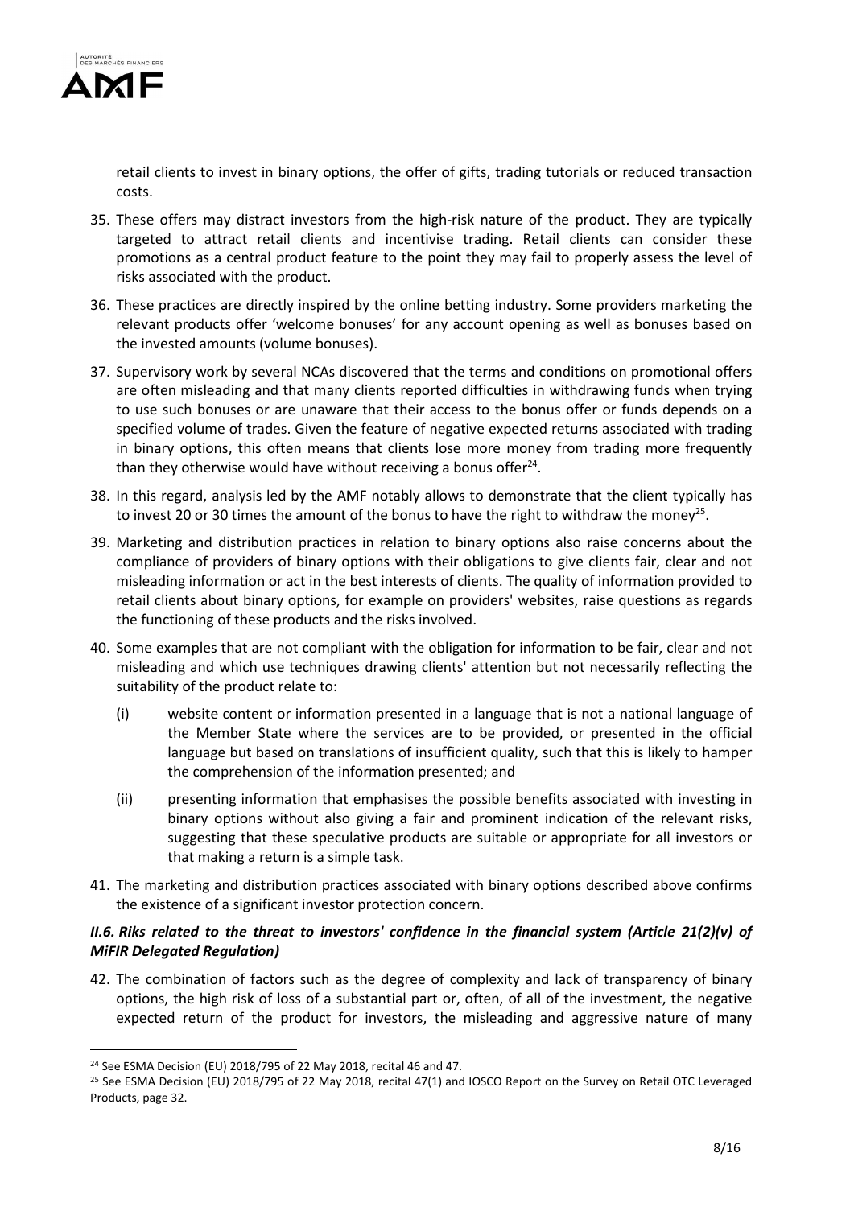retail clients to invest in binary options, the offer of gifts, trading tutorials or reduced transaction costs.

35. These offers may distract investors from the high-risk nature of the product. They are typically targeted to attract retail clients and incentivise trading. Retail clients can consider these promotions as a central product feature to the point they may fail to properly assess the level of risks associated with the product.

36. These practices are directly inspired by the online betting industry. Some providers marketing the relevant products offer 'welcome bonuses' for any account opening as well as bonuses based on the invested amounts (volume bonuses).

37. Supervisory work by several NCAs discovered that the terms and conditions on promotional offers are often misleading and that many clients reported difficulties in withdrawing funds when trying to use such bonuses or are unaware that their access to the bonus offer or funds depends on a specified volume of trades. Given the feature of negative expected returns associated with trading in binary options, this often means that clients lose more money from trading more frequently than they otherwise would have without receiving a bonus offer[24].

38. In this regard, analysis led by the AMF notably allows to demonstrate that the client typically has to invest 20 or 30 times the amount of the bonus to have the right to withdraw the money[25].

39. Marketing and distribution practices in relation to binary options also raise concerns about the compliance of providers of binary options with their obligations to give clients fair, clear and not misleading information or act in the best interests of clients. The quality of information provided to retail clients about binary options, for example on providers' websites, raise questions as regards the functioning of these products and the risks involved.

40. Some examples that are not compliant with the obligation for information to be fair, clear and not misleading and which use techniques drawing clients' attention but not necessarily reflecting the suitability of the product relate to:

    (i) website content or information presented in a language that is not a national language of the Member State where the services are to be provided, or presented in the official language but based on translations of insufficient quality, such that this is likely to hamper the comprehension of the information presented; and

    (ii) presenting information that emphasises the possible benefits associated with investing in binary options without also giving a fair and prominent indication of the relevant risks, suggesting that these speculative products are suitable or appropriate for all investors or that making a return is a simple task.

41. The marketing and distribution practices associated with binary options described above confirms the existence of a significant investor protection concern.

### *II.6. Riks related to the threat to investors' confidence in the financial system (Article 21(2)(v) of MiFIR Delegated Regulation)*

42. The combination of factors such as the degree of complexity and lack of transparency of binary options, the high risk of loss of a substantial part or, often, of all of the investment, the negative expected return of the product for investors, the misleading and aggressive nature of many

---

[24] See ESMA Decision (EU) 2018/795 of 22 May 2018, recital 46 and 47.

[25] See ESMA Decision (EU) 2018/795 of 22 May 2018, recital 47(1) and IOSCO Report on the Survey on Retail OTC Leveraged Products, page 32.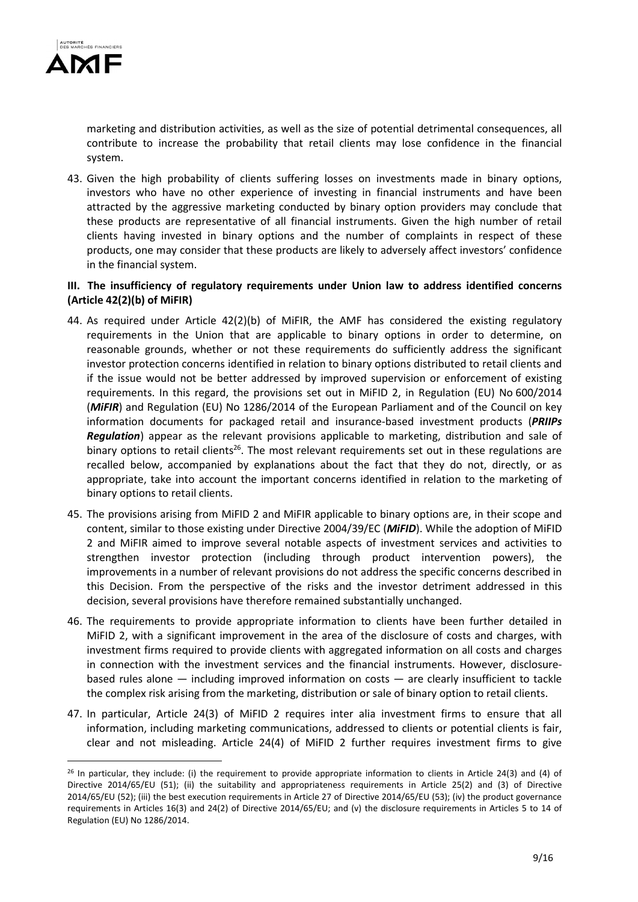marketing and distribution activities, as well as the size of potential detrimental consequences, all contribute to increase the probability that retail clients may lose confidence in the financial system.

43. Given the high probability of clients suffering losses on investments made in binary options, investors who have no other experience of investing in financial instruments and have been attracted by the aggressive marketing conducted by binary option providers may conclude that these products are representative of all financial instruments. Given the high number of retail clients having invested in binary options and the number of complaints in respect of these products, one may consider that these products are likely to adversely affect investors' confidence in the financial system.

### III. The insufficiency of regulatory requirements under Union law to address identified concerns (Article 42(2)(b) of MiFIR)

44. As required under Article 42(2)(b) of MiFIR, the AMF has considered the existing regulatory requirements in the Union that are applicable to binary options in order to determine, on reasonable grounds, whether or not these requirements do sufficiently address the significant investor protection concerns identified in relation to binary options distributed to retail clients and if the issue would not be better addressed by improved supervision or enforcement of existing requirements. In this regard, the provisions set out in MiFID 2, in Regulation (EU) No 600/2014 (***MiFIR***) and Regulation (EU) No 1286/2014 of the European Parliament and of the Council on key information documents for packaged retail and insurance-based investment products (***PRIIPs Regulation***) appear as the relevant provisions applicable to marketing, distribution and sale of binary options to retail clients[26]. The most relevant requirements set out in these regulations are recalled below, accompanied by explanations about the fact that they do not, directly, or as appropriate, take into account the important concerns identified in relation to the marketing of binary options to retail clients.

45. The provisions arising from MiFID 2 and MiFIR applicable to binary options are, in their scope and content, similar to those existing under Directive 2004/39/EC (***MiFID***). While the adoption of MiFID 2 and MiFIR aimed to improve several notable aspects of investment services and activities to strengthen investor protection (including through product intervention powers), the improvements in a number of relevant provisions do not address the specific concerns described in this Decision. From the perspective of the risks and the investor detriment addressed in this decision, several provisions have therefore remained substantially unchanged.

46. The requirements to provide appropriate information to clients have been further detailed in MiFID 2, with a significant improvement in the area of the disclosure of costs and charges, with investment firms required to provide clients with aggregated information on all costs and charges in connection with the investment services and the financial instruments. However, disclosure-based rules alone — including improved information on costs — are clearly insufficient to tackle the complex risk arising from the marketing, distribution or sale of binary option to retail clients.

47. In particular, Article 24(3) of MiFID 2 requires inter alia investment firms to ensure that all information, including marketing communications, addressed to clients or potential clients is fair, clear and not misleading. Article 24(4) of MiFID 2 further requires investment firms to give

---

[26] In particular, they include: (i) the requirement to provide appropriate information to clients in Article 24(3) and (4) of Directive 2014/65/EU (51); (ii) the suitability and appropriateness requirements in Article 25(2) and (3) of Directive 2014/65/EU (52); (iii) the best execution requirements in Article 27 of Directive 2014/65/EU (53); (iv) the product governance requirements in Articles 16(3) and 24(2) of Directive 2014/65/EU; and (v) the disclosure requirements in Articles 5 to 14 of Regulation (EU) No 1286/2014.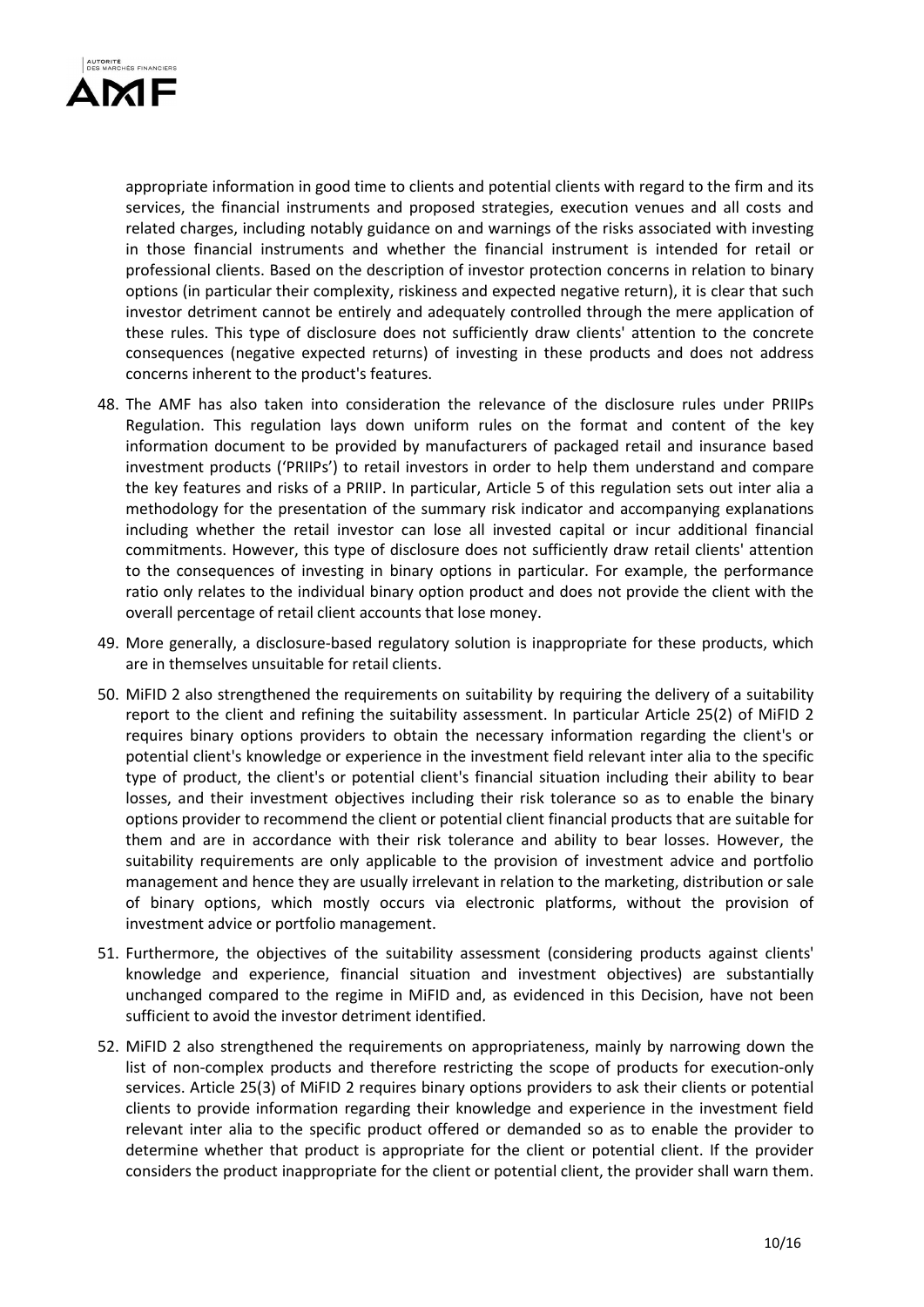appropriate information in good time to clients and potential clients with regard to the firm and its services, the financial instruments and proposed strategies, execution venues and all costs and related charges, including notably guidance on and warnings of the risks associated with investing in those financial instruments and whether the financial instrument is intended for retail or professional clients. Based on the description of investor protection concerns in relation to binary options (in particular their complexity, riskiness and expected negative return), it is clear that such investor detriment cannot be entirely and adequately controlled through the mere application of these rules. This type of disclosure does not sufficiently draw clients' attention to the concrete consequences (negative expected returns) of investing in these products and does not address concerns inherent to the product's features.

48. The AMF has also taken into consideration the relevance of the disclosure rules under PRIIPs Regulation. This regulation lays down uniform rules on the format and content of the key information document to be provided by manufacturers of packaged retail and insurance based investment products ('PRIIPs') to retail investors in order to help them understand and compare the key features and risks of a PRIIP. In particular, Article 5 of this regulation sets out inter alia a methodology for the presentation of the summary risk indicator and accompanying explanations including whether the retail investor can lose all invested capital or incur additional financial commitments. However, this type of disclosure does not sufficiently draw retail clients' attention to the consequences of investing in binary options in particular. For example, the performance ratio only relates to the individual binary option product and does not provide the client with the overall percentage of retail client accounts that lose money.

49. More generally, a disclosure-based regulatory solution is inappropriate for these products, which are in themselves unsuitable for retail clients.

50. MiFID 2 also strengthened the requirements on suitability by requiring the delivery of a suitability report to the client and refining the suitability assessment. In particular Article 25(2) of MiFID 2 requires binary options providers to obtain the necessary information regarding the client's or potential client's knowledge or experience in the investment field relevant inter alia to the specific type of product, the client's or potential client's financial situation including their ability to bear losses, and their investment objectives including their risk tolerance so as to enable the binary options provider to recommend the client or potential client financial products that are suitable for them and are in accordance with their risk tolerance and ability to bear losses. However, the suitability requirements are only applicable to the provision of investment advice and portfolio management and hence they are usually irrelevant in relation to the marketing, distribution or sale of binary options, which mostly occurs via electronic platforms, without the provision of investment advice or portfolio management.

51. Furthermore, the objectives of the suitability assessment (considering products against clients' knowledge and experience, financial situation and investment objectives) are substantially unchanged compared to the regime in MiFID and, as evidenced in this Decision, have not been sufficient to avoid the investor detriment identified.

52. MiFID 2 also strengthened the requirements on appropriateness, mainly by narrowing down the list of non-complex products and therefore restricting the scope of products for execution-only services. Article 25(3) of MiFID 2 requires binary options providers to ask their clients or potential clients to provide information regarding their knowledge and experience in the investment field relevant inter alia to the specific product offered or demanded so as to enable the provider to determine whether that product is appropriate for the client or potential client. If the provider considers the product inappropriate for the client or potential client, the provider shall warn them.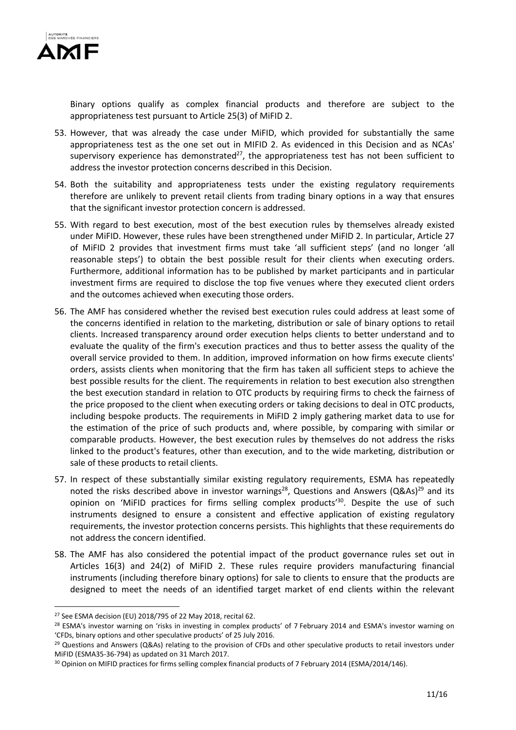Binary options qualify as complex financial products and therefore are subject to the appropriateness test pursuant to Article 25(3) of MiFID 2.

53. However, that was already the case under MiFID, which provided for substantially the same appropriateness test as the one set out in MIFID 2. As evidenced in this Decision and as NCAs' supervisory experience has demonstrated[27], the appropriateness test has not been sufficient to address the investor protection concerns described in this Decision.

54. Both the suitability and appropriateness tests under the existing regulatory requirements therefore are unlikely to prevent retail clients from trading binary options in a way that ensures that the significant investor protection concern is addressed.

55. With regard to best execution, most of the best execution rules by themselves already existed under MiFID. However, these rules have been strengthened under MiFID 2. In particular, Article 27 of MiFID 2 provides that investment firms must take 'all sufficient steps' (and no longer 'all reasonable steps') to obtain the best possible result for their clients when executing orders. Furthermore, additional information has to be published by market participants and in particular investment firms are required to disclose the top five venues where they executed client orders and the outcomes achieved when executing those orders.

56. The AMF has considered whether the revised best execution rules could address at least some of the concerns identified in relation to the marketing, distribution or sale of binary options to retail clients. Increased transparency around order execution helps clients to better understand and to evaluate the quality of the firm's execution practices and thus to better assess the quality of the overall service provided to them. In addition, improved information on how firms execute clients' orders, assists clients when monitoring that the firm has taken all sufficient steps to achieve the best possible results for the client. The requirements in relation to best execution also strengthen the best execution standard in relation to OTC products by requiring firms to check the fairness of the price proposed to the client when executing orders or taking decisions to deal in OTC products, including bespoke products. The requirements in MiFID 2 imply gathering market data to use for the estimation of the price of such products and, where possible, by comparing with similar or comparable products. However, the best execution rules by themselves do not address the risks linked to the product's features, other than execution, and to the wide marketing, distribution or sale of these products to retail clients.

57. In respect of these substantially similar existing regulatory requirements, ESMA has repeatedly noted the risks described above in investor warnings[28], Questions and Answers (Q&As)[29] and its opinion on 'MiFID practices for firms selling complex products'[30]. Despite the use of such instruments designed to ensure a consistent and effective application of existing regulatory requirements, the investor protection concerns persists. This highlights that these requirements do not address the concern identified.

58. The AMF has also considered the potential impact of the product governance rules set out in Articles 16(3) and 24(2) of MiFID 2. These rules require providers manufacturing financial instruments (including therefore binary options) for sale to clients to ensure that the products are designed to meet the needs of an identified target market of end clients within the relevant

---

[27] See ESMA decision (EU) 2018/795 of 22 May 2018, recital 62.

[28] ESMA's investor warning on 'risks in investing in complex products' of 7 February 2014 and ESMA's investor warning on 'CFDs, binary options and other speculative products' of 25 July 2016.

[29] Questions and Answers (Q&As) relating to the provision of CFDs and other speculative products to retail investors under MiFID (ESMA35-36-794) as updated on 31 March 2017.

[30] Opinion on MIFID practices for firms selling complex financial products of 7 February 2014 (ESMA/2014/146).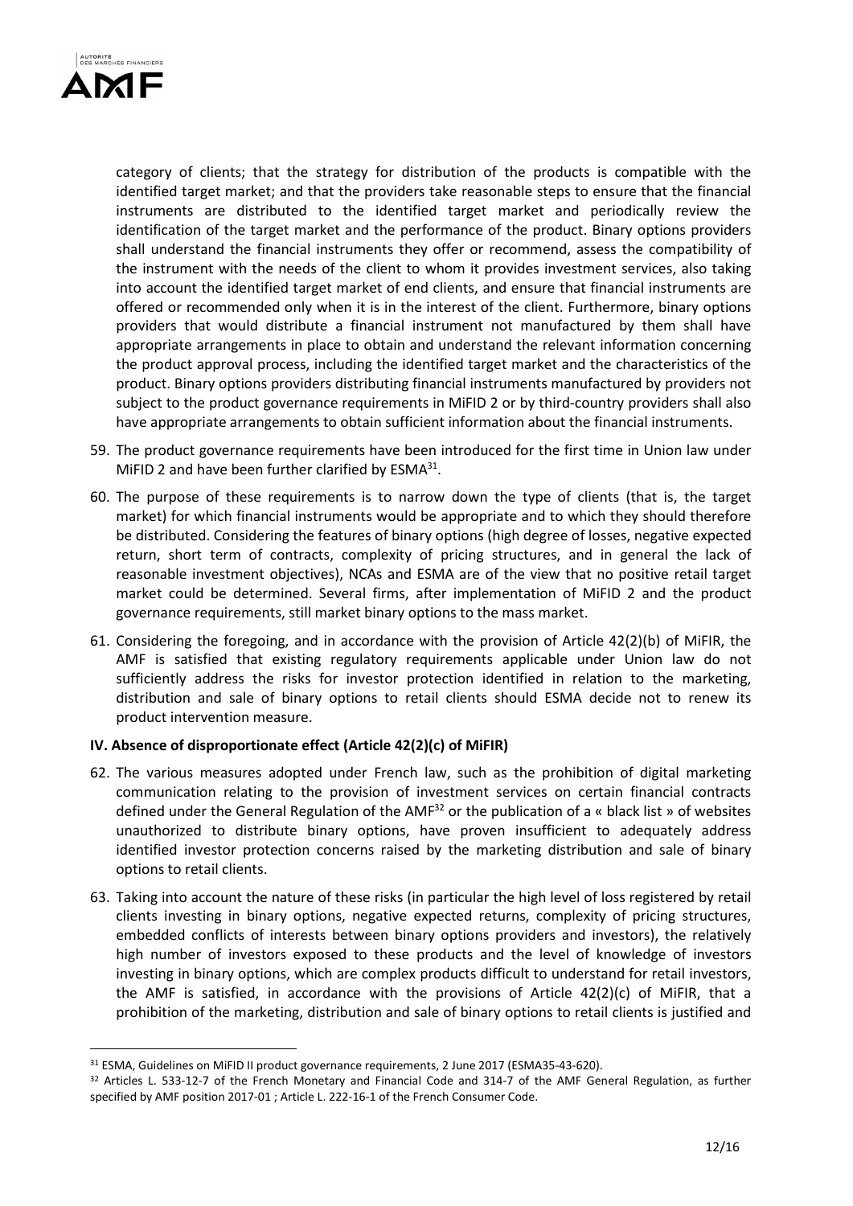category of clients; that the strategy for distribution of the products is compatible with the identified target market; and that the providers take reasonable steps to ensure that the financial instruments are distributed to the identified target market and periodically review the identification of the target market and the performance of the product. Binary options providers shall understand the financial instruments they offer or recommend, assess the compatibility of the instrument with the needs of the client to whom it provides investment services, also taking into account the identified target market of end clients, and ensure that financial instruments are offered or recommended only when it is in the interest of the client. Furthermore, binary options providers that would distribute a financial instrument not manufactured by them shall have appropriate arrangements in place to obtain and understand the relevant information concerning the product approval process, including the identified target market and the characteristics of the product. Binary options providers distributing financial instruments manufactured by providers not subject to the product governance requirements in MiFID 2 or by third-country providers shall also have appropriate arrangements to obtain sufficient information about the financial instruments.

59. The product governance requirements have been introduced for the first time in Union law under MiFID 2 and have been further clarified by ESMA[31].

60. The purpose of these requirements is to narrow down the type of clients (that is, the target market) for which financial instruments would be appropriate and to which they should therefore be distributed. Considering the features of binary options (high degree of losses, negative expected return, short term of contracts, complexity of pricing structures, and in general the lack of reasonable investment objectives), NCAs and ESMA are of the view that no positive retail target market could be determined. Several firms, after implementation of MiFID 2 and the product governance requirements, still market binary options to the mass market.

61. Considering the foregoing, and in accordance with the provision of Article 42(2)(b) of MiFIR, the AMF is satisfied that existing regulatory requirements applicable under Union law do not sufficiently address the risks for investor protection identified in relation to the marketing, distribution and sale of binary options to retail clients should ESMA decide not to renew its product intervention measure.

**IV. Absence of disproportionate effect (Article 42(2)(c) of MiFIR)**

62. The various measures adopted under French law, such as the prohibition of digital marketing communication relating to the provision of investment services on certain financial contracts defined under the General Regulation of the AMF[32] or the publication of a « black list » of websites unauthorized to distribute binary options, have proven insufficient to adequately address identified investor protection concerns raised by the marketing distribution and sale of binary options to retail clients.

63. Taking into account the nature of these risks (in particular the high level of loss registered by retail clients investing in binary options, negative expected returns, complexity of pricing structures, embedded conflicts of interests between binary options providers and investors), the relatively high number of investors exposed to these products and the level of knowledge of investors investing in binary options, which are complex products difficult to understand for retail investors, the AMF is satisfied, in accordance with the provisions of Article 42(2)(c) of MiFIR, that a prohibition of the marketing, distribution and sale of binary options to retail clients is justified and

---

[31] ESMA, Guidelines on MiFID II product governance requirements, 2 June 2017 (ESMA35-43-620).

[32] Articles L. 533-12-7 of the French Monetary and Financial Code and 314-7 of the AMF General Regulation, as further specified by AMF position 2017-01 ; Article L. 222-16-1 of the French Consumer Code.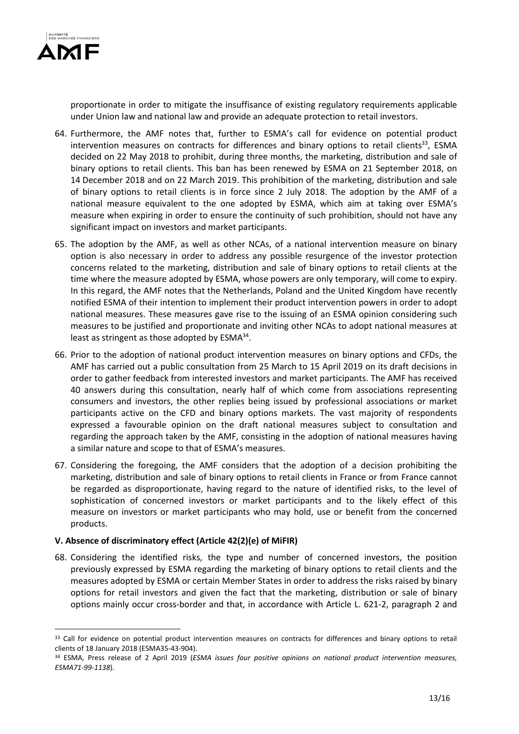proportionate in order to mitigate the insuffisance of existing regulatory requirements applicable under Union law and national law and provide an adequate protection to retail investors.

64. Furthermore, the AMF notes that, further to ESMA's call for evidence on potential product intervention measures on contracts for differences and binary options to retail clients[33], ESMA decided on 22 May 2018 to prohibit, during three months, the marketing, distribution and sale of binary options to retail clients. This ban has been renewed by ESMA on 21 September 2018, on 14 December 2018 and on 22 March 2019. This prohibition of the marketing, distribution and sale of binary options to retail clients is in force since 2 July 2018. The adoption by the AMF of a national measure equivalent to the one adopted by ESMA, which aim at taking over ESMA's measure when expiring in order to ensure the continuity of such prohibition, should not have any significant impact on investors and market participants.

65. The adoption by the AMF, as well as other NCAs, of a national intervention measure on binary option is also necessary in order to address any possible resurgence of the investor protection concerns related to the marketing, distribution and sale of binary options to retail clients at the time where the measure adopted by ESMA, whose powers are only temporary, will come to expiry. In this regard, the AMF notes that the Netherlands, Poland and the United Kingdom have recently notified ESMA of their intention to implement their product intervention powers in order to adopt national measures. These measures gave rise to the issuing of an ESMA opinion considering such measures to be justified and proportionate and inviting other NCAs to adopt national measures at least as stringent as those adopted by ESMA[34].

66. Prior to the adoption of national product intervention measures on binary options and CFDs, the AMF has carried out a public consultation from 25 March to 15 April 2019 on its draft decisions in order to gather feedback from interested investors and market participants. The AMF has received 40 answers during this consultation, nearly half of which come from associations representing consumers and investors, the other replies being issued by professional associations or market participants active on the CFD and binary options markets. The vast majority of respondents expressed a favourable opinion on the draft national measures subject to consultation and regarding the approach taken by the AMF, consisting in the adoption of national measures having a similar nature and scope to that of ESMA's measures.

67. Considering the foregoing, the AMF considers that the adoption of a decision prohibiting the marketing, distribution and sale of binary options to retail clients in France or from France cannot be regarded as disproportionate, having regard to the nature of identified risks, to the level of sophistication of concerned investors or market participants and to the likely effect of this measure on investors or market participants who may hold, use or benefit from the concerned products.

### V. Absence of discriminatory effect (Article 42(2)(e) of MiFIR)

68. Considering the identified risks, the type and number of concerned investors, the position previously expressed by ESMA regarding the marketing of binary options to retail clients and the measures adopted by ESMA or certain Member States in order to address the risks raised by binary options for retail investors and given the fact that the marketing, distribution or sale of binary options mainly occur cross-border and that, in accordance with Article L. 621-2, paragraph 2 and

---

[33] Call for evidence on potential product intervention measures on contracts for differences and binary options to retail clients of 18 January 2018 (ESMA35-43-904).

[34] ESMA, Press release of 2 April 2019 (*ESMA issues four positive opinions on national product intervention measures, ESMA71-99-1138*).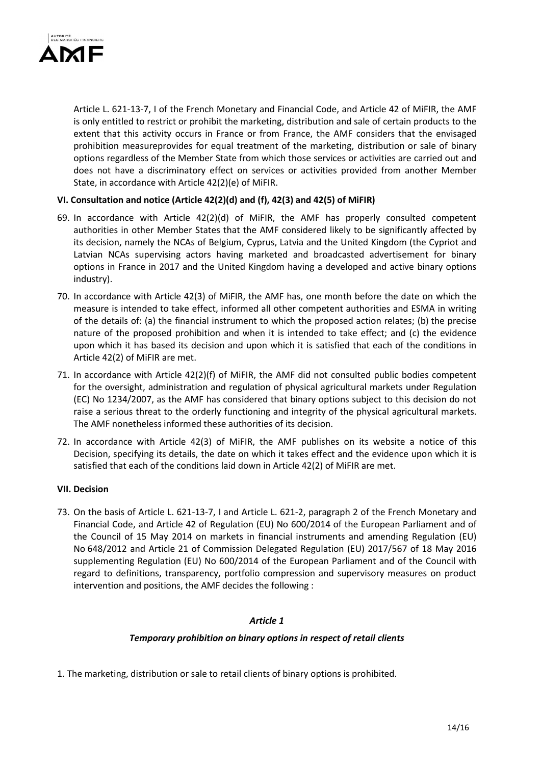Article L. 621-13-7, I of the French Monetary and Financial Code, and Article 42 of MiFIR, the AMF is only entitled to restrict or prohibit the marketing, distribution and sale of certain products to the extent that this activity occurs in France or from France, the AMF considers that the envisaged prohibition measureprovides for equal treatment of the marketing, distribution or sale of binary options regardless of the Member State from which those services or activities are carried out and does not have a discriminatory effect on services or activities provided from another Member State, in accordance with Article 42(2)(e) of MiFIR.

### VI. Consultation and notice (Article 42(2)(d) and (f), 42(3) and 42(5) of MiFIR)

69. In accordance with Article 42(2)(d) of MiFIR, the AMF has properly consulted competent authorities in other Member States that the AMF considered likely to be significantly affected by its decision, namely the NCAs of Belgium, Cyprus, Latvia and the United Kingdom (the Cypriot and Latvian NCAs supervising actors having marketed and broadcasted advertisement for binary options in France in 2017 and the United Kingdom having a developed and active binary options industry).
70. In accordance with Article 42(3) of MiFIR, the AMF has, one month before the date on which the measure is intended to take effect, informed all other competent authorities and ESMA in writing of the details of: (a) the financial instrument to which the proposed action relates; (b) the precise nature of the proposed prohibition and when it is intended to take effect; and (c) the evidence upon which it has based its decision and upon which it is satisfied that each of the conditions in Article 42(2) of MiFIR are met.
71. In accordance with Article 42(2)(f) of MiFIR, the AMF did not consulted public bodies competent for the oversight, administration and regulation of physical agricultural markets under Regulation (EC) No 1234/2007, as the AMF has considered that binary options subject to this decision do not raise a serious threat to the orderly functioning and integrity of the physical agricultural markets. The AMF nonetheless informed these authorities of its decision.
72. In accordance with Article 42(3) of MiFIR, the AMF publishes on its website a notice of this Decision, specifying its details, the date on which it takes effect and the evidence upon which it is satisfied that each of the conditions laid down in Article 42(2) of MiFIR are met.

### VII. Decision

73. On the basis of Article L. 621-13-7, I and Article L. 621-2, paragraph 2 of the French Monetary and Financial Code, and Article 42 of Regulation (EU) No 600/2014 of the European Parliament and of the Council of 15 May 2014 on markets in financial instruments and amending Regulation (EU) No 648/2012 and Article 21 of Commission Delegated Regulation (EU) 2017/567 of 18 May 2016 supplementing Regulation (EU) No 600/2014 of the European Parliament and of the Council with regard to definitions, transparency, portfolio compression and supervisory measures on product intervention and positions, the AMF decides the following :

***Article 1***

***Temporary prohibition on binary options in respect of retail clients***

1. The marketing, distribution or sale to retail clients of binary options is prohibited.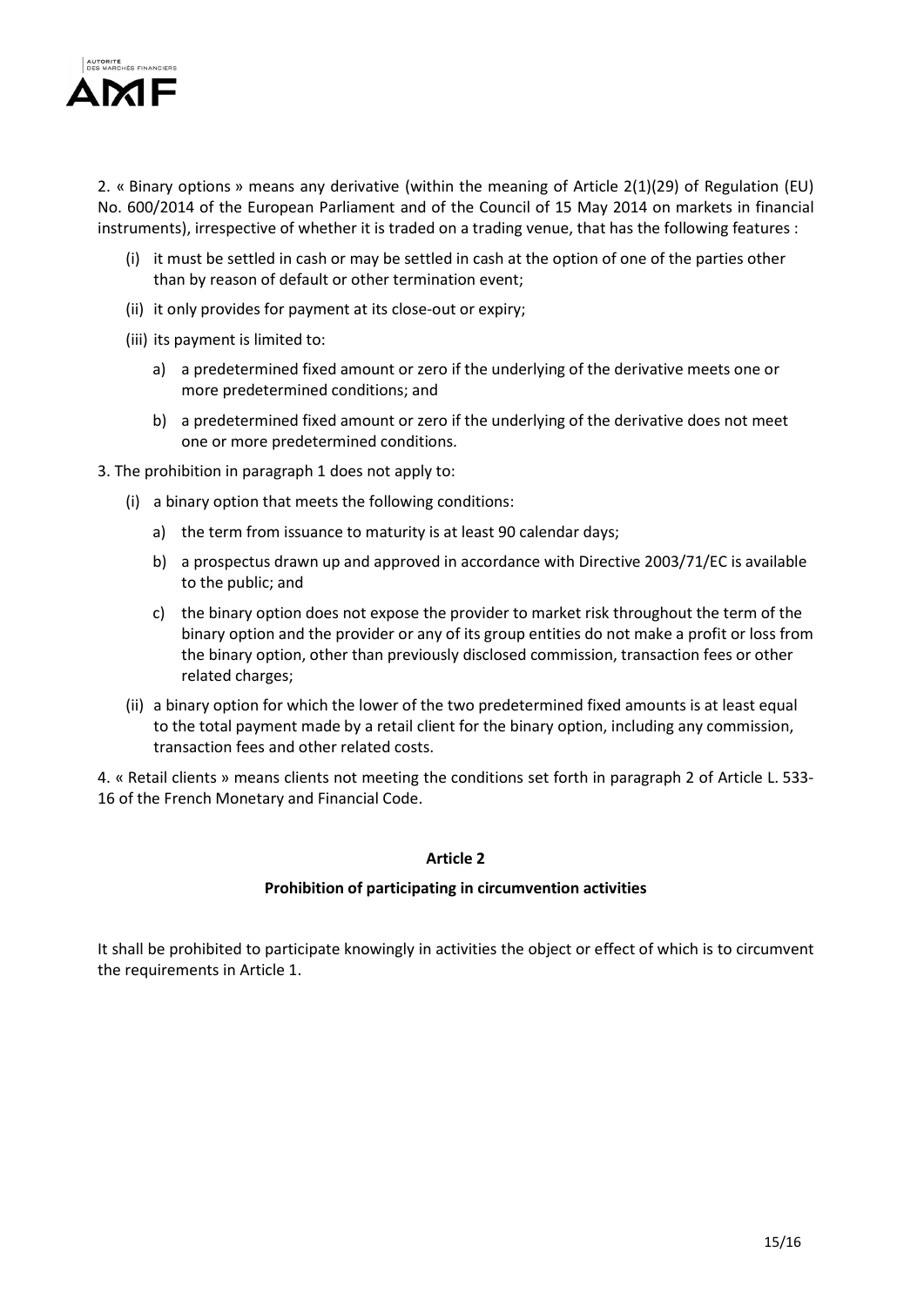2. « Binary options » means any derivative (within the meaning of Article 2(1)(29) of Regulation (EU) No. 600/2014 of the European Parliament and of the Council of 15 May 2014 on markets in financial instruments), irrespective of whether it is traded on a trading venue, that has the following features :

(i) it must be settled in cash or may be settled in cash at the option of one of the parties other than by reason of default or other termination event;

(ii) it only provides for payment at its close-out or expiry;

(iii) its payment is limited to:

a) a predetermined fixed amount or zero if the underlying of the derivative meets one or more predetermined conditions; and

b) a predetermined fixed amount or zero if the underlying of the derivative does not meet one or more predetermined conditions.

3. The prohibition in paragraph 1 does not apply to:

(i) a binary option that meets the following conditions:

a) the term from issuance to maturity is at least 90 calendar days;

b) a prospectus drawn up and approved in accordance with Directive 2003/71/EC is available to the public; and

c) the binary option does not expose the provider to market risk throughout the term of the binary option and the provider or any of its group entities do not make a profit or loss from the binary option, other than previously disclosed commission, transaction fees or other related charges;

(ii) a binary option for which the lower of the two predetermined fixed amounts is at least equal to the total payment made by a retail client for the binary option, including any commission, transaction fees and other related costs.

4. « Retail clients » means clients not meeting the conditions set forth in paragraph 2 of Article L. 533-16 of the French Monetary and Financial Code.

## Article 2

### Prohibition of participating in circumvention activities

It shall be prohibited to participate knowingly in activities the object or effect of which is to circumvent the requirements in Article 1.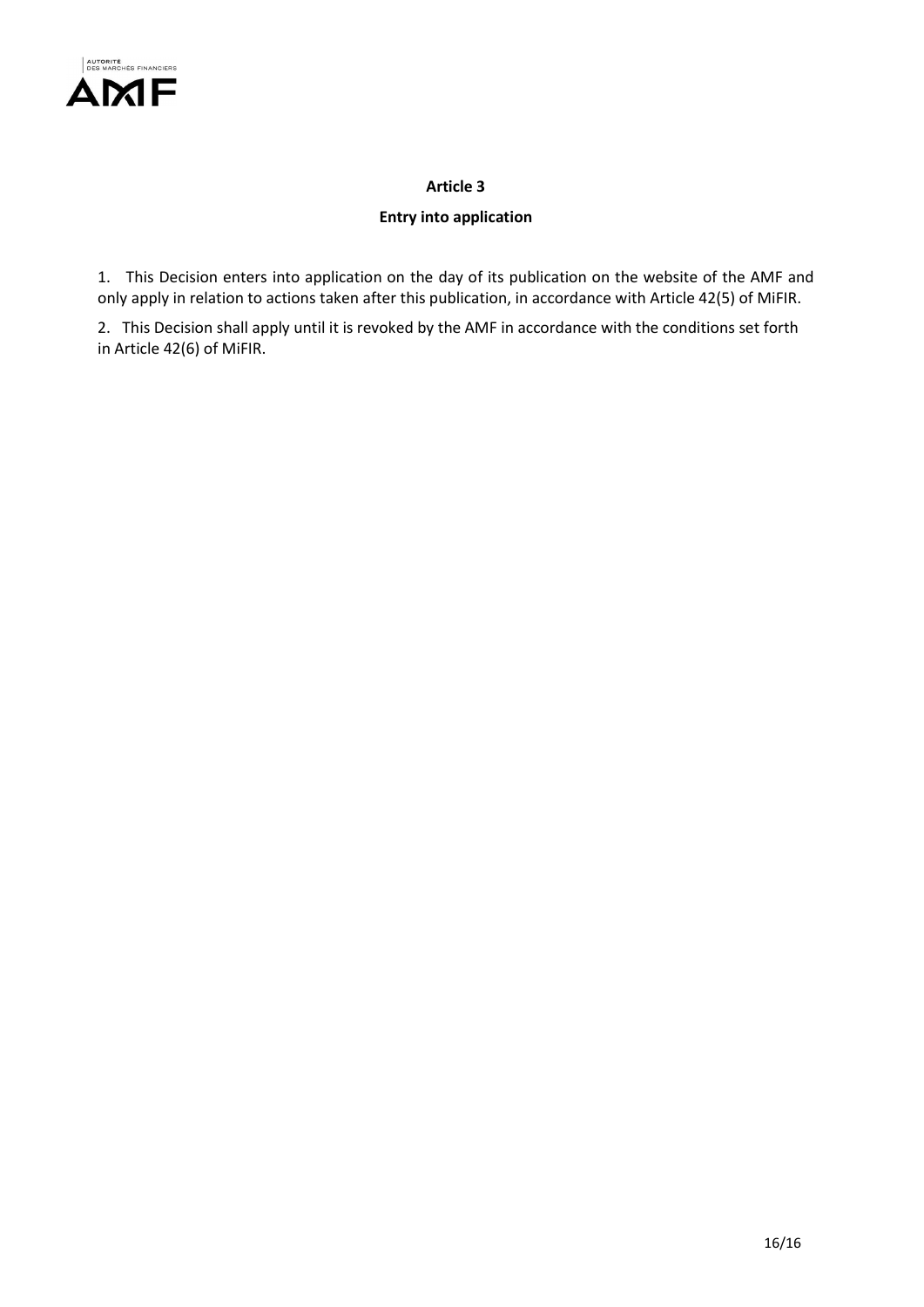## Article 3

### Entry into application

1. This Decision enters into application on the day of its publication on the website of the AMF and only apply in relation to actions taken after this publication, in accordance with Article 42(5) of MiFIR.

2. This Decision shall apply until it is revoked by the AMF in accordance with the conditions set forth in Article 42(6) of MiFIR.